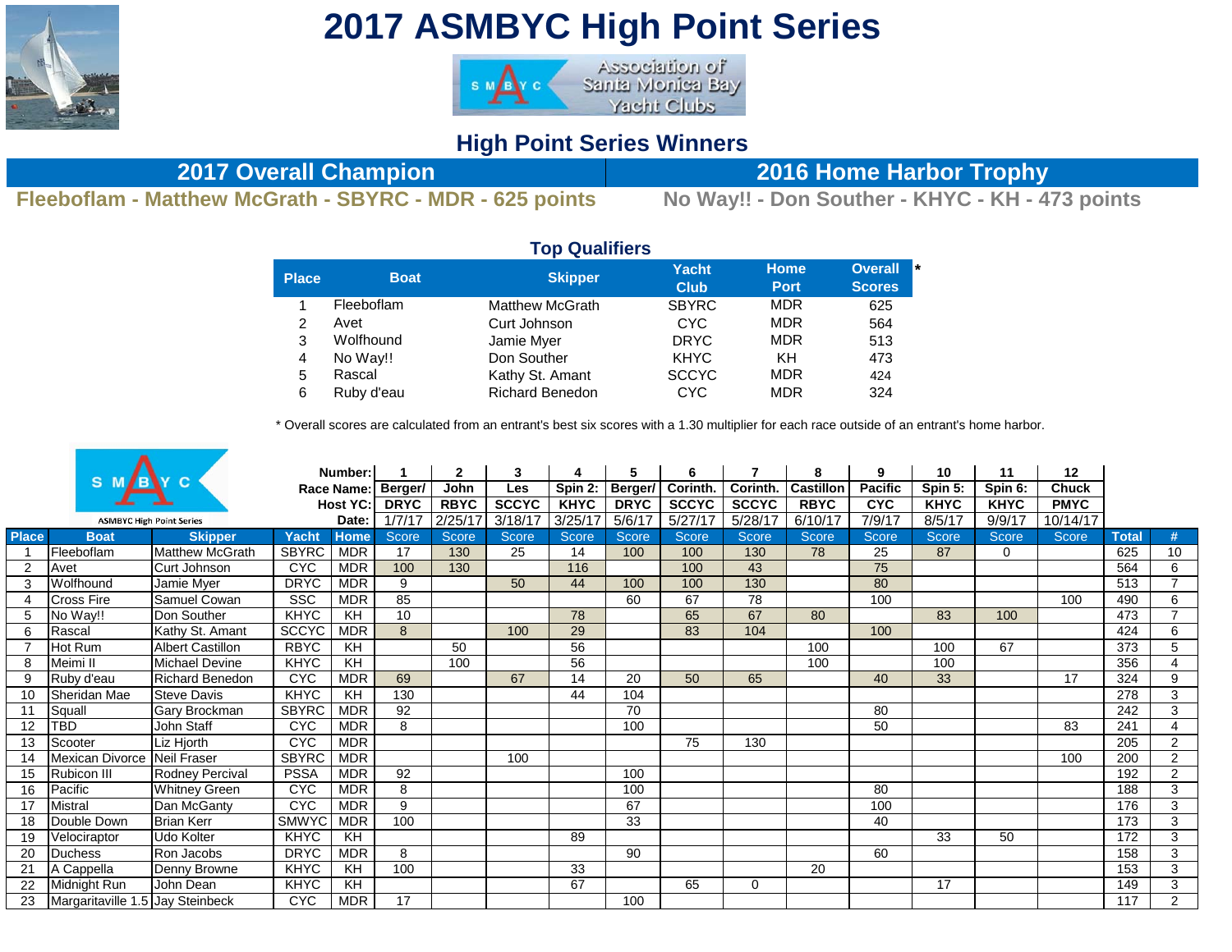# 2017 ASMBYC High Point Series

Association of Santa Monica Bay Yacht Clubs

## High Point Series Winners

| 2017 Overall Champion | 2016 Home Harbor Trophy |
|---|---|
| Fleeboflam - Matthew McGrath - SBYRC - MDR - 625 points | No Way!! - Don Souther - KHYC - KH - 473 points |

### Top Qualifiers

| Place | Boat | Skipper | Yacht Club | Home Port | Overall Scores * |
|---|---|---|---|---|---|
| 1 | Fleeboflam | Matthew McGrath | SBYRC | MDR | 625 |
| 2 | Avet | Curt Johnson | CYC | MDR | 564 |
| 3 | Wolfhound | Jamie Myer | DRYC | MDR | 513 |
| 4 | No Way!! | Don Souther | KHYC | KH | 473 |
| 5 | Rascal | Kathy St. Amant | SCCYC | MDR | 424 |
| 6 | Ruby d'eau | Richard Benedon | CYC | MDR | 324 |

* Overall scores are calculated from an entrant's best six scores with a 1.30 multiplier for each race outside of an entrant's home harbor.

ASMBYC High Point Series

| | | | | Number: | 1 | 2 | 3 | 4 | 5 | 6 | 7 | 8 | 9 | 10 | 11 | 12 | | |
|---|---|---|---|---|---|---|---|---|---|---|---|---|---|---|---|---|---|---|
| | | | | Race Name: | Berger/ | John | Les | Spin 2: | Berger/ | Corinth. | Corinth. | Castillon | Pacific | Spin 5: | Spin 6: | Chuck | | |
| | | | | Host YC: | DRYC | RBYC | SCCYC | KHYC | DRYC | SCCYC | SCCYC | RBYC | CYC | KHYC | KHYC | PMYC | | |
| | | | | Date: | 1/7/17 | 2/25/17 | 3/18/17 | 3/25/17 | 5/6/17 | 5/27/17 | 5/28/17 | 6/10/17 | 7/9/17 | 8/5/17 | 9/9/17 | 10/14/17 | | |
| **Place** | **Boat** | **Skipper** | **Yacht** | **Home** | Score | Score | Score | Score | Score | Score | Score | Score | Score | Score | Score | Score | **Total** | **#** |
| 1 | Fleeboflam | Matthew McGrath | SBYRC | MDR | 17 | 130 | 25 | 14 | 100 | 100 | 130 | 78 | 25 | 87 | 0 | | 625 | 10 |
| 2 | Avet | Curt Johnson | CYC | MDR | 100 | 130 | | 116 | | 100 | 43 | | 75 | | | | 564 | 6 |
| 3 | Wolfhound | Jamie Myer | DRYC | MDR | 9 | | 50 | 44 | 100 | 100 | 130 | | 80 | | | | 513 | 7 |
| 4 | Cross Fire | Samuel Cowan | SSC | MDR | 85 | | | | 60 | 67 | 78 | | 100 | | | 100 | 490 | 6 |
| 5 | No Way!! | Don Souther | KHYC | KH | 10 | | | 78 | | 65 | 67 | 80 | | 83 | 100 | | 473 | 7 |
| 6 | Rascal | Kathy St. Amant | SCCYC | MDR | 8 | | 100 | 29 | | 83 | 104 | | 100 | | | | 424 | 6 |
| 7 | Hot Rum | Albert Castillon | RBYC | KH | | 50 | | 56 | | | | 100 | | 100 | 67 | | 373 | 5 |
| 8 | Meimi II | Michael Devine | KHYC | KH | | 100 | | 56 | | | | 100 | | 100 | | | 356 | 4 |
| 9 | Ruby d'eau | Richard Benedon | CYC | MDR | 69 | | 67 | 14 | 20 | 50 | 65 | | 40 | 33 | | 17 | 324 | 9 |
| 10 | Sheridan Mae | Steve Davis | KHYC | KH | 130 | | | 44 | 104 | | | | | | | | 278 | 3 |
| 11 | Squall | Gary Brockman | SBYRC | MDR | 92 | | | | 70 | | | | 80 | | | | 242 | 3 |
| 12 | TBD | John Staff | CYC | MDR | 8 | | | | 100 | | | | 50 | | | 83 | 241 | 4 |
| 13 | Scooter | Liz Hjorth | CYC | MDR | | | | | | 75 | 130 | | | | | | 205 | 2 |
| 14 | Mexican Divorce | Neil Fraser | SBYRC | MDR | | | 100 | | | | | | | | | 100 | 200 | 2 |
| 15 | Rubicon III | Rodney Percival | PSSA | MDR | 92 | | | | 100 | | | | | | | | 192 | 2 |
| 16 | Pacific | Whitney Green | CYC | MDR | 8 | | | | 100 | | | | 80 | | | | 188 | 3 |
| 17 | Mistral | Dan McGanty | CYC | MDR | 9 | | | | 67 | | | | 100 | | | | 176 | 3 |
| 18 | Double Down | Brian Kerr | SMWYC | MDR | 100 | | | | 33 | | | | 40 | | | | 173 | 3 |
| 19 | Velociraptor | Udo Kolter | KHYC | KH | | | | 89 | | | | | | 33 | 50 | | 172 | 3 |
| 20 | Duchess | Ron Jacobs | DRYC | MDR | 8 | | | | 90 | | | | 60 | | | | 158 | 3 |
| 21 | A Cappella | Denny Browne | KHYC | KH | 100 | | | 33 | | | | 20 | | | | | 153 | 3 |
| 22 | Midnight Run | John Dean | KHYC | KH | | | | 67 | | 65 | 0 | | | 17 | | | 149 | 3 |
| 23 | Margaritaville 1.5 | Jay Steinbeck | CYC | MDR | 17 | | | | 100 | | | | | | | | 117 | 2 |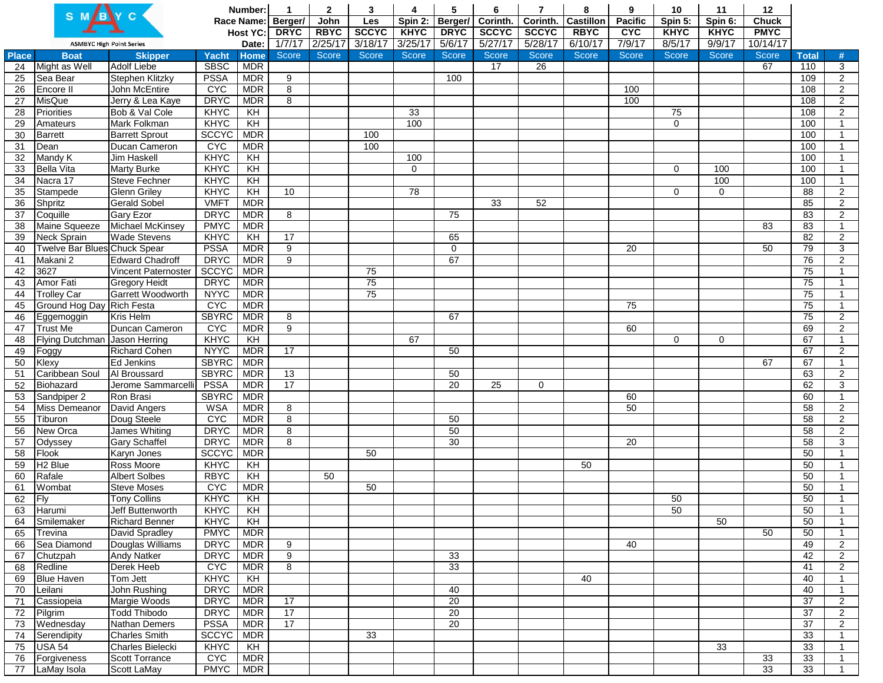SMBYC

ASMBYC High Point Series

| | | | | Number: | 1 | 2 | 3 | 4 | 5 | 6 | 7 | 8 | 9 | 10 | 11 | 12 | | |
|---|---|---|---|---|---|---|---|---|---|---|---|---|---|---|---|---|---|---|
| | | | | Race Name: | Berger/ | John | Les | Spin 2: | Berger/ | Corinth. | Corinth. | Castillon | Pacific | Spin 5: | Spin 6: | Chuck | | |
| | | | | Host YC: | DRYC | RBYC | SCCYC | KHYC | DRYC | SCCYC | SCCYC | RBYC | CYC | KHYC | KHYC | PMYC | | |
| | | | | Date: | 1/7/17 | 2/25/17 | 3/18/17 | 3/25/17 | 5/6/17 | 5/27/17 | 5/28/17 | 6/10/17 | 7/9/17 | 8/5/17 | 9/9/17 | 10/14/17 | | |
| **Place** | **Boat** | **Skipper** | **Yacht** | **Home** | Score | Score | Score | Score | Score | Score | Score | Score | Score | Score | Score | Score | **Total** | **#** |
| 24 | Might as Well | Adolf Liebe | SBSC | MDR | | | | | | 17 | 26 | | | | | 67 | 110 | 3 |
| 25 | Sea Bear | Stephen Klitzky | PSSA | MDR | 9 | | | | 100 | | | | | | | | 109 | 2 |
| 26 | Encore II | John McEntire | CYC | MDR | 8 | | | | | | | | 100 | | | | 108 | 2 |
| 27 | MisQue | Jerry & Lea Kaye | DRYC | MDR | 8 | | | | | | | | 100 | | | | 108 | 2 |
| 28 | Priorities | Bob & Val Cole | KHYC | KH | | | | 33 | | | | | | 75 | | | 108 | 2 |
| 29 | Amateurs | Mark Folkman | KHYC | KH | | | | 100 | | | | | | 0 | | | 100 | 1 |
| 30 | Barrett | Barrett Sprout | SCCYC | MDR | | | 100 | | | | | | | | | | 100 | 1 |
| 31 | Dean | Ducan Cameron | CYC | MDR | | | 100 | | | | | | | | | | 100 | 1 |
| 32 | Mandy K | Jim Haskell | KHYC | KH | | | | 100 | | | | | | | | | 100 | 1 |
| 33 | Bella Vita | Marty Burke | KHYC | KH | | | | 0 | | | | | | 0 | 100 | | 100 | 1 |
| 34 | Nacra 17 | Steve Fechner | KHYC | KH | | | | | | | | | | | 100 | | 100 | 1 |
| 35 | Stampede | Glenn Griley | KHYC | KH | 10 | | | 78 | | | | | | 0 | 0 | | 88 | 2 |
| 36 | Shpritz | Gerald Sobel | VMFT | MDR | | | | | | 33 | 52 | | | | | | 85 | 2 |
| 37 | Coquille | Gary Ezor | DRYC | MDR | 8 | | | | 75 | | | | | | | | 83 | 2 |
| 38 | Maine Squeeze | Michael McKinsey | PMYC | MDR | | | | | | | | | | | | 83 | 83 | 1 |
| 39 | Neck Sprain | Wade Stevens | KHYC | KH | 17 | | | | 65 | | | | | | | | 82 | 2 |
| 40 | Twelve Bar Blues | Chuck Spear | PSSA | MDR | 9 | | | | 0 | | | | 20 | | | 50 | 79 | 3 |
| 41 | Makani 2 | Edward Chadroff | DRYC | MDR | 9 | | | | 67 | | | | | | | | 76 | 2 |
| 42 | 3627 | Vincent Paternoster | SCCYC | MDR | | | 75 | | | | | | | | | | 75 | 1 |
| 43 | Amor Fati | Gregory Heidt | DRYC | MDR | | | 75 | | | | | | | | | | 75 | 1 |
| 44 | Trolley Car | Garrett Woodworth | NYYC | MDR | | | 75 | | | | | | | | | | 75 | 1 |
| 45 | Ground Hog Day | Rich Festa | CYC | MDR | | | | | | | | | 75 | | | | 75 | 1 |
| 46 | Eggemoggin | Kris Helm | SBYRC | MDR | 8 | | | | 67 | | | | | | | | 75 | 2 |
| 47 | Trust Me | Duncan Cameron | CYC | MDR | 9 | | | | | | | | 60 | | | | 69 | 2 |
| 48 | Flying Dutchman | Jason Herring | KHYC | KH | | | | 67 | | | | | | 0 | 0 | | 67 | 1 |
| 49 | Foggy | Richard Cohen | NYYC | MDR | 17 | | | | 50 | | | | | | | | 67 | 2 |
| 50 | Klexy | Ed Jenkins | SBYRC | MDR | | | | | | | | | | | | 67 | 67 | 1 |
| 51 | Caribbean Soul | Al Broussard | SBYRC | MDR | 13 | | | | 50 | | | | | | | | 63 | 2 |
| 52 | Biohazard | Jerome Sammarcelli | PSSA | MDR | 17 | | | | 20 | 25 | 0 | | | | | | 62 | 3 |
| 53 | Sandpiper 2 | Ron Brasi | SBYRC | MDR | | | | | | | | | 60 | | | | 60 | 1 |
| 54 | Miss Demeanor | David Angers | WSA | MDR | 8 | | | | | | | | 50 | | | | 58 | 2 |
| 55 | Tiburon | Doug Steele | CYC | MDR | 8 | | | | 50 | | | | | | | | 58 | 2 |
| 56 | New Orca | James Whiting | DRYC | MDR | 8 | | | | 50 | | | | | | | | 58 | 2 |
| 57 | Odyssey | Gary Schaffel | DRYC | MDR | 8 | | | | 30 | | | | 20 | | | | 58 | 3 |
| 58 | Flook | Karyn Jones | SCCYC | MDR | | | 50 | | | | | | | | | | 50 | 1 |
| 59 | H2 Blue | Ross Moore | KHYC | KH | | | | | | | | 50 | | | | | 50 | 1 |
| 60 | Rafale | Albert Solbes | RBYC | KH | | 50 | | | | | | | | | | | 50 | 1 |
| 61 | Wombat | Steve Moses | CYC | MDR | | | 50 | | | | | | | | | | 50 | 1 |
| 62 | Fly | Tony Collins | KHYC | KH | | | | | | | | | | 50 | | | 50 | 1 |
| 63 | Harumi | Jeff Buttenworth | KHYC | KH | | | | | | | | | | 50 | | | 50 | 1 |
| 64 | Smilemaker | Richard Benner | KHYC | KH | | | | | | | | | | | 50 | | 50 | 1 |
| 65 | Trevina | David Spradley | PMYC | MDR | | | | | | | | | | | | 50 | 50 | 1 |
| 66 | Sea Diamond | Douglas Williams | DRYC | MDR | 9 | | | | | | | | 40 | | | | 49 | 2 |
| 67 | Chutzpah | Andy Natker | DRYC | MDR | 9 | | | | 33 | | | | | | | | 42 | 2 |
| 68 | Redline | Derek Heeb | CYC | MDR | 8 | | | | 33 | | | | | | | | 41 | 2 |
| 69 | Blue Haven | Tom Jett | KHYC | KH | | | | | | | | 40 | | | | | 40 | 1 |
| 70 | Leilani | John Rushing | DRYC | MDR | | | | | 40 | | | | | | | | 40 | 1 |
| 71 | Cassiopeia | Margie Woods | DRYC | MDR | 17 | | | | 20 | | | | | | | | 37 | 2 |
| 72 | Pilgrim | Todd Thibodo | DRYC | MDR | 17 | | | | 20 | | | | | | | | 37 | 2 |
| 73 | Wednesday | Nathan Demers | PSSA | MDR | 17 | | | | 20 | | | | | | | | 37 | 2 |
| 74 | Serendipity | Charles Smith | SCCYC | MDR | | | 33 | | | | | | | | | | 33 | 1 |
| 75 | USA 54 | Charles Bielecki | KHYC | KH | | | | | | | | | | | 33 | | 33 | 1 |
| 76 | Forgiveness | Scott Torrance | CYC | MDR | | | | | | | | | | | | 33 | 33 | 1 |
| 77 | LaMay Isola | Scott LaMay | PMYC | MDR | | | | | | | | | | | | 33 | 33 | 1 |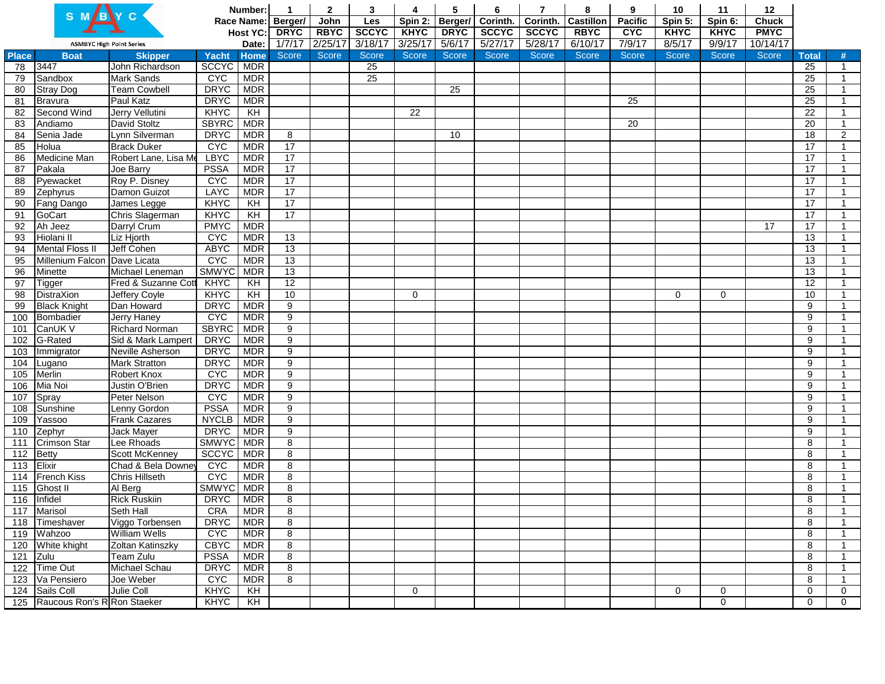| | | | | Number: | 1 | 2 | 3 | 4 | 5 | 6 | 7 | 8 | 9 | 10 | 11 | 12 | | |
|---|---|---|---|---|---|---|---|---|---|---|---|---|---|---|---|---|---|---|
| | SMBYC ASMBYC High Point Series | | | Race Name: | Berger/ | John | Les | Spin 2: | Berger/ | Corinth. | Corinth. | Castillon | Pacific | Spin 5: | Spin 6: | Chuck | | |
| | | | | Host YC: | DRYC | RBYC | SCCYC | KHYC | DRYC | SCCYC | SCCYC | RBYC | CYC | KHYC | KHYC | PMYC | | |
| | | | | Date: | 1/7/17 | 2/25/17 | 3/18/17 | 3/25/17 | 5/6/17 | 5/27/17 | 5/28/17 | 6/10/17 | 7/9/17 | 8/5/17 | 9/9/17 | 10/14/17 | | |
| **Place** | **Boat** | **Skipper** | **Yacht** | **Home** | Score | Score | Score | Score | Score | Score | Score | Score | Score | Score | Score | Score | **Total** | **#** |
| 78 | 3447 | John Richardson | SCCYC | MDR | | | 25 | | | | | | | | | | 25 | 1 |
| 79 | Sandbox | Mark Sands | CYC | MDR | | | 25 | | | | | | | | | | 25 | 1 |
| 80 | Stray Dog | Team Cowbell | DRYC | MDR | | | | | 25 | | | | | | | | 25 | 1 |
| 81 | Bravura | Paul Katz | DRYC | MDR | | | | | | | | | 25 | | | | 25 | 1 |
| 82 | Second Wind | Jerry Vellutini | KHYC | KH | | | | 22 | | | | | | | | | 22 | 1 |
| 83 | Andiamo | David Stoltz | SBYRC | MDR | | | | | | | | | 20 | | | | 20 | 1 |
| 84 | Senia Jade | Lynn Silverman | DRYC | MDR | 8 | | | | 10 | | | | | | | | 18 | 2 |
| 85 | Holua | Brack Duker | CYC | MDR | 17 | | | | | | | | | | | | 17 | 1 |
| 86 | Medicine Man | Robert Lane, Lisa Me | LBYC | MDR | 17 | | | | | | | | | | | | 17 | 1 |
| 87 | Pakala | Joe Barry | PSSA | MDR | 17 | | | | | | | | | | | | 17 | 1 |
| 88 | Pyewacket | Roy P. Disney | CYC | MDR | 17 | | | | | | | | | | | | 17 | 1 |
| 89 | Zephyrus | Damon Guizot | LAYC | MDR | 17 | | | | | | | | | | | | 17 | 1 |
| 90 | Fang Dango | James Legge | KHYC | KH | 17 | | | | | | | | | | | | 17 | 1 |
| 91 | GoCart | Chris Slagerman | KHYC | KH | 17 | | | | | | | | | | | | 17 | 1 |
| 92 | Ah Jeez | Darryl Crum | PMYC | MDR | | | | | | | | | | | | 17 | 17 | 1 |
| 93 | Hiolani II | Liz Hjorth | CYC | MDR | 13 | | | | | | | | | | | | 13 | 1 |
| 94 | Mental Floss II | Jeff Cohen | ABYC | MDR | 13 | | | | | | | | | | | | 13 | 1 |
| 95 | Millenium Falcon | Dave Licata | CYC | MDR | 13 | | | | | | | | | | | | 13 | 1 |
| 96 | Minette | Michael Leneman | SMWYC | MDR | 13 | | | | | | | | | | | | 13 | 1 |
| 97 | Tigger | Fred & Suzanne Cott | KHYC | KH | 12 | | | | | | | | | | | | 12 | 1 |
| 98 | DistraXion | Jeffery Coyle | KHYC | KH | 10 | | | 0 | | | | | | 0 | 0 | | 10 | 1 |
| 99 | Black Knight | Dan Howard | DRYC | MDR | 9 | | | | | | | | | | | | 9 | 1 |
| 100 | Bombadier | Jerry Haney | CYC | MDR | 9 | | | | | | | | | | | | 9 | 1 |
| 101 | CanUK V | Richard Norman | SBYRC | MDR | 9 | | | | | | | | | | | | 9 | 1 |
| 102 | G-Rated | Sid & Mark Lampert | DRYC | MDR | 9 | | | | | | | | | | | | 9 | 1 |
| 103 | Immigrator | Neville Asherson | DRYC | MDR | 9 | | | | | | | | | | | | 9 | 1 |
| 104 | Lugano | Mark Stratton | DRYC | MDR | 9 | | | | | | | | | | | | 9 | 1 |
| 105 | Merlin | Robert Knox | CYC | MDR | 9 | | | | | | | | | | | | 9 | 1 |
| 106 | Mia Noi | Justin O'Brien | DRYC | MDR | 9 | | | | | | | | | | | | 9 | 1 |
| 107 | Spray | Peter Nelson | CYC | MDR | 9 | | | | | | | | | | | | 9 | 1 |
| 108 | Sunshine | Lenny Gordon | PSSA | MDR | 9 | | | | | | | | | | | | 9 | 1 |
| 109 | Yassoo | Frank Cazares | NYCLB | MDR | 9 | | | | | | | | | | | | 9 | 1 |
| 110 | Zephyr | Jack Mayer | DRYC | MDR | 9 | | | | | | | | | | | | 9 | 1 |
| 111 | Crimson Star | Lee Rhoads | SMWYC | MDR | 8 | | | | | | | | | | | | 8 | 1 |
| 112 | Betty | Scott McKenney | SCCYC | MDR | 8 | | | | | | | | | | | | 8 | 1 |
| 113 | Elixir | Chad & Bela Downey | CYC | MDR | 8 | | | | | | | | | | | | 8 | 1 |
| 114 | French Kiss | Chris Hillseth | CYC | MDR | 8 | | | | | | | | | | | | 8 | 1 |
| 115 | Ghost II | Al Berg | SMWYC | MDR | 8 | | | | | | | | | | | | 8 | 1 |
| 116 | Infidel | Rick Ruskiin | DRYC | MDR | 8 | | | | | | | | | | | | 8 | 1 |
| 117 | Marisol | Seth Hall | CRA | MDR | 8 | | | | | | | | | | | | 8 | 1 |
| 118 | Timeshaver | Viggo Torbensen | DRYC | MDR | 8 | | | | | | | | | | | | 8 | 1 |
| 119 | Wahzoo | William Wells | CYC | MDR | 8 | | | | | | | | | | | | 8 | 1 |
| 120 | White khight | Zoltan Katinszky | CBYC | MDR | 8 | | | | | | | | | | | | 8 | 1 |
| 121 | Zulu | Team Zulu | PSSA | MDR | 8 | | | | | | | | | | | | 8 | 1 |
| 122 | Time Out | Michael Schau | DRYC | MDR | 8 | | | | | | | | | | | | 8 | 1 |
| 123 | Va Pensiero | Joe Weber | CYC | MDR | 8 | | | | | | | | | | | | 8 | 1 |
| 124 | Sails Coll | Julie Coll | KHYC | KH | | | | 0 | | | | | | 0 | 0 | | 0 | 0 |
| 125 | Raucous Ron's R | Ron Staeker | KHYC | KH | | | | | | | | | | | 0 | | 0 | 0 |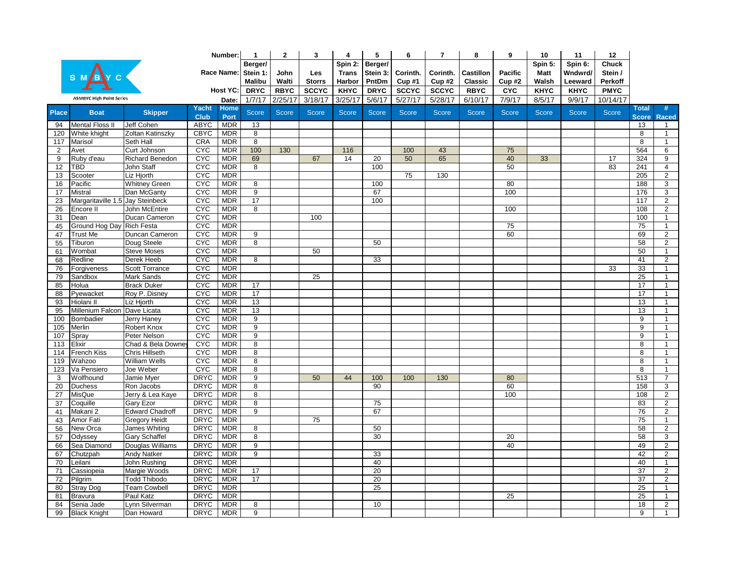SMBYC

ASMBYC High Point Series

| Place | Boat | Skipper | Yacht Club | Home Port | 1<br>Berger/ Stein 1: Malibu<br>DRYC<br>1/7/17<br>Score | 2<br>John Walti<br>RBYC<br>2/25/17<br>Score | 3<br>Les Storrs<br>SCCYC<br>3/18/17<br>Score | 4<br>Spin 2: Trans Harbor<br>KHYC<br>3/25/17<br>Score | 5<br>Berger/ Stein 3: PntDm<br>DRYC<br>5/6/17<br>Score | 6<br>Corinth. Cup #1<br>SCCYC<br>5/27/17<br>Score | 7<br>Corinth. Cup #2<br>SCCYC<br>5/28/17<br>Score | 8<br>Castillon Classic<br>RBYC<br>6/10/17<br>Score | 9<br>Pacific Cup #2<br>CYC<br>7/9/17<br>Score | 10<br>Spin 5: Matt Walsh<br>KHYC<br>8/5/17<br>Score | 11<br>Spin 6: Wndwrd/ Leeward<br>KHYC<br>9/9/17<br>Score | 12<br>Chuck Stein / Perkoff<br>PMYC<br>10/14/17<br>Score | Total Score | # Raced |
|---|---|---|---|---|---|---|---|---|---|---|---|---|---|---|---|---|---|---|
| 94 | Mental Floss II | Jeff Cohen | ABYC | MDR | 13 | | | | | | | | | | | | 13 | 1 |
| 120 | White khight | Zoltan Katinszky | CBYC | MDR | 8 | | | | | | | | | | | | 8 | 1 |
| 117 | Marisol | Seth Hall | CRA | MDR | 8 | | | | | | | | | | | | 8 | 1 |
| 2 | Avet | Curt Johnson | CYC | MDR | 100 | 130 | | 116 | | 100 | 43 | | 75 | | | | 564 | 6 |
| 9 | Ruby d'eau | Richard Benedon | CYC | MDR | 69 | | 67 | 14 | 20 | 50 | 65 | | 40 | 33 | | 17 | 324 | 9 |
| 12 | TBD | John Staff | CYC | MDR | 8 | | | | 100 | | | | 50 | | | 83 | 241 | 4 |
| 13 | Scooter | Liz Hjorth | CYC | MDR | | | | | | 75 | 130 | | | | | | 205 | 2 |
| 16 | Pacific | Whitney Green | CYC | MDR | 8 | | | | 100 | | | | 80 | | | | 188 | 3 |
| 17 | Mistral | Dan McGanty | CYC | MDR | 9 | | | | 67 | | | | 100 | | | | 176 | 3 |
| 23 | Margaritaville 1.5 | Jay Steinbeck | CYC | MDR | 17 | | | | 100 | | | | | | | | 117 | 2 |
| 26 | Encore II | John McEntire | CYC | MDR | 8 | | | | | | | | 100 | | | | 108 | 2 |
| 31 | Dean | Ducan Cameron | CYC | MDR | | | 100 | | | | | | | | | | 100 | 1 |
| 45 | Ground Hog Day | Rich Festa | CYC | MDR | | | | | | | | | 75 | | | | 75 | 1 |
| 47 | Trust Me | Duncan Cameron | CYC | MDR | 9 | | | | | | | | 60 | | | | 69 | 2 |
| 55 | Tiburon | Doug Steele | CYC | MDR | 8 | | | | 50 | | | | | | | | 58 | 2 |
| 61 | Wombat | Steve Moses | CYC | MDR | | | 50 | | | | | | | | | | 50 | 1 |
| 68 | Redline | Derek Heeb | CYC | MDR | 8 | | | | 33 | | | | | | | | 41 | 2 |
| 76 | Forgiveness | Scott Torrance | CYC | MDR | | | | | | | | | | | | 33 | 33 | 1 |
| 79 | Sandbox | Mark Sands | CYC | MDR | | | 25 | | | | | | | | | | 25 | 1 |
| 85 | Holua | Brack Duker | CYC | MDR | 17 | | | | | | | | | | | | 17 | 1 |
| 88 | Pyewacket | Roy P. Disney | CYC | MDR | 17 | | | | | | | | | | | | 17 | 1 |
| 93 | Hiolani II | Liz Hjorth | CYC | MDR | 13 | | | | | | | | | | | | 13 | 1 |
| 95 | Millenium Falcon | Dave Licata | CYC | MDR | 13 | | | | | | | | | | | | 13 | 1 |
| 100 | Bombadier | Jerry Haney | CYC | MDR | 9 | | | | | | | | | | | | 9 | 1 |
| 105 | Merlin | Robert Knox | CYC | MDR | 9 | | | | | | | | | | | | 9 | 1 |
| 107 | Spray | Peter Nelson | CYC | MDR | 9 | | | | | | | | | | | | 9 | 1 |
| 113 | Elixir | Chad & Bela Downey | CYC | MDR | 8 | | | | | | | | | | | | 8 | 1 |
| 114 | French Kiss | Chris Hillseth | CYC | MDR | 8 | | | | | | | | | | | | 8 | 1 |
| 119 | Wahzoo | William Wells | CYC | MDR | 8 | | | | | | | | | | | | 8 | 1 |
| 123 | Va Pensiero | Joe Weber | CYC | MDR | 8 | | | | | | | | | | | | 8 | 1 |
| 3 | Wolfhound | Jamie Myer | DRYC | MDR | 9 | | 50 | 44 | 100 | 100 | 130 | | 80 | | | | 513 | 7 |
| 20 | Duchess | Ron Jacobs | DRYC | MDR | 8 | | | | 90 | | | | 60 | | | | 158 | 3 |
| 27 | MisQue | Jerry & Lea Kaye | DRYC | MDR | 8 | | | | | | | | 100 | | | | 108 | 2 |
| 37 | Coquille | Gary Ezor | DRYC | MDR | 8 | | | | 75 | | | | | | | | 83 | 2 |
| 41 | Makani 2 | Edward Chadroff | DRYC | MDR | 9 | | | | 67 | | | | | | | | 76 | 2 |
| 43 | Amor Fati | Gregory Heidt | DRYC | MDR | | | 75 | | | | | | | | | | 75 | 1 |
| 56 | New Orca | James Whiting | DRYC | MDR | 8 | | | | 50 | | | | | | | | 58 | 2 |
| 57 | Odyssey | Gary Schaffel | DRYC | MDR | 8 | | | | 30 | | | | 20 | | | | 58 | 3 |
| 66 | Sea Diamond | Douglas Williams | DRYC | MDR | 9 | | | | | | | | 40 | | | | 49 | 2 |
| 67 | Chutzpah | Andy Natker | DRYC | MDR | 9 | | | | 33 | | | | | | | | 42 | 2 |
| 70 | Leilani | John Rushing | DRYC | MDR | | | | | 40 | | | | | | | | 40 | 1 |
| 71 | Cassiopeia | Margie Woods | DRYC | MDR | 17 | | | | 20 | | | | | | | | 37 | 2 |
| 72 | Pilgrim | Todd Thibodo | DRYC | MDR | 17 | | | | 20 | | | | | | | | 37 | 2 |
| 80 | Stray Dog | Team Cowbell | DRYC | MDR | | | | | 25 | | | | | | | | 25 | 1 |
| 81 | Bravura | Paul Katz | DRYC | MDR | | | | | | | | | 25 | | | | 25 | 1 |
| 84 | Senia Jade | Lynn Silverman | DRYC | MDR | 8 | | | | 10 | | | | | | | | 18 | 2 |
| 99 | Black Knight | Dan Howard | DRYC | MDR | 9 | | | | | | | | | | | | 9 | 1 |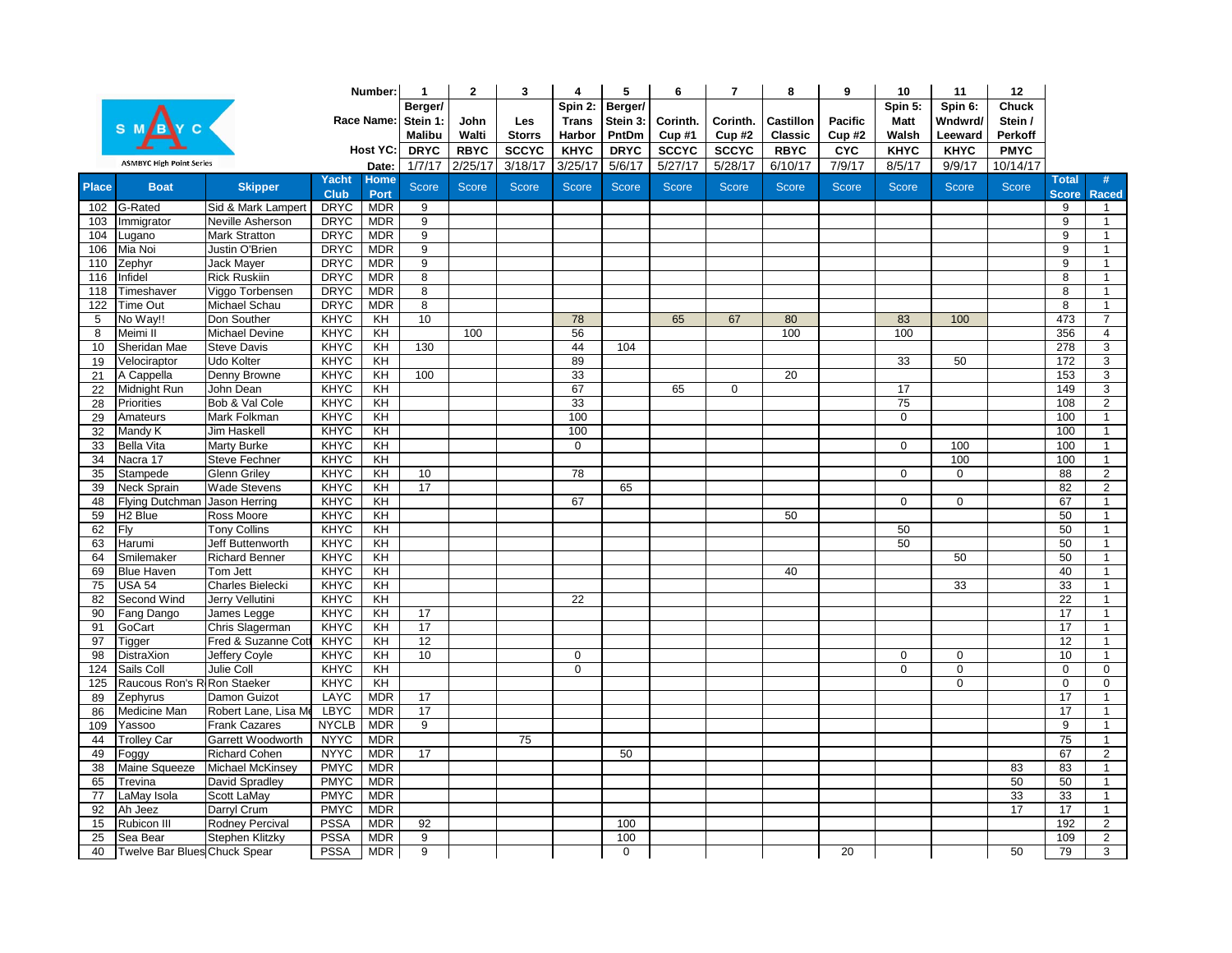SMBYC
ASMBYC High Point Series

| | | | | Number: | 1 | 2 | 3 | 4 | 5 | 6 | 7 | 8 | 9 | 10 | 11 | 12 | | |
|---|---|---|---|---|---|---|---|---|---|---|---|---|---|---|---|---|---|---|
| | | | | Race Name: | Berger/ Stein 1: Malibu | John Walti | Les Storrs | Spin 2: Trans Harbor | Berger/ Stein 3: PntDm | Corinth. Cup #1 | Corinth. Cup #2 | Castillon Classic | Pacific Cup #2 | Spin 5: Matt Walsh | Spin 6: Wndwrd/ Leeward | Chuck Stein / Perkoff | | |
| | | | | Host YC: | DRYC | RBYC | SCCYC | KHYC | DRYC | SCCYC | SCCYC | RBYC | CYC | KHYC | KHYC | PMYC | | |
| | | | | Date: | 1/7/17 | 2/25/17 | 3/18/17 | 3/25/17 | 5/6/17 | 5/27/17 | 5/28/17 | 6/10/17 | 7/9/17 | 8/5/17 | 9/9/17 | 10/14/17 | | |
| Place | Boat | Skipper | Yacht Club | Home Port | Score | Score | Score | Score | Score | Score | Score | Score | Score | Score | Score | Score | Total Score | # Raced |
| 102 | G-Rated | Sid & Mark Lampert | DRYC | MDR | 9 | | | | | | | | | | | | 9 | 1 |
| 103 | Immigrator | Neville Asherson | DRYC | MDR | 9 | | | | | | | | | | | | 9 | 1 |
| 104 | Lugano | Mark Stratton | DRYC | MDR | 9 | | | | | | | | | | | | 9 | 1 |
| 106 | Mia Noi | Justin O'Brien | DRYC | MDR | 9 | | | | | | | | | | | | 9 | 1 |
| 110 | Zephyr | Jack Mayer | DRYC | MDR | 9 | | | | | | | | | | | | 9 | 1 |
| 116 | Infidel | Rick Ruskiin | DRYC | MDR | 8 | | | | | | | | | | | | 8 | 1 |
| 118 | Timeshaver | Viggo Torbensen | DRYC | MDR | 8 | | | | | | | | | | | | 8 | 1 |
| 122 | Time Out | Michael Schau | DRYC | MDR | 8 | | | | | | | | | | | | 8 | 1 |
| 5 | No Way!! | Don Souther | KHYC | KH | 10 | | | 78 | | 65 | 67 | 80 | | 83 | 100 | | 473 | 7 |
| 8 | Meimi II | Michael Devine | KHYC | KH | | 100 | | 56 | | | | 100 | | 100 | | | 356 | 4 |
| 10 | Sheridan Mae | Steve Davis | KHYC | KH | 130 | | | 44 | 104 | | | | | | | | 278 | 3 |
| 19 | Velociraptor | Udo Kolter | KHYC | KH | | | | 89 | | | | | | 33 | 50 | | 172 | 3 |
| 21 | A Cappella | Denny Browne | KHYC | KH | 100 | | | 33 | | | | 20 | | | | | 153 | 3 |
| 22 | Midnight Run | John Dean | KHYC | KH | | | | 67 | | 65 | 0 | | | 17 | | | 149 | 3 |
| 28 | Priorities | Bob & Val Cole | KHYC | KH | | | | 33 | | | | | | 75 | | | 108 | 2 |
| 29 | Amateurs | Mark Folkman | KHYC | KH | | | | 100 | | | | | | 0 | | | 100 | 1 |
| 32 | Mandy K | Jim Haskell | KHYC | KH | | | | 100 | | | | | | | | | 100 | 1 |
| 33 | Bella Vita | Marty Burke | KHYC | KH | | | | 0 | | | | | | 0 | 100 | | 100 | 1 |
| 34 | Nacra 17 | Steve Fechner | KHYC | KH | | | | | | | | | | | 100 | | 100 | 1 |
| 35 | Stampede | Glenn Griley | KHYC | KH | 10 | | | 78 | | | | | | 0 | 0 | | 88 | 2 |
| 39 | Neck Sprain | Wade Stevens | KHYC | KH | 17 | | | | 65 | | | | | | | | 82 | 2 |
| 48 | Flying Dutchman | Jason Herring | KHYC | KH | | | | 67 | | | | | | 0 | 0 | | 67 | 1 |
| 59 | H2 Blue | Ross Moore | KHYC | KH | | | | | | | | 50 | | | | | 50 | 1 |
| 62 | Fly | Tony Collins | KHYC | KH | | | | | | | | | | 50 | | | 50 | 1 |
| 63 | Harumi | Jeff Buttenworth | KHYC | KH | | | | | | | | | | 50 | | | 50 | 1 |
| 64 | Smilemaker | Richard Benner | KHYC | KH | | | | | | | | | | | 50 | | 50 | 1 |
| 69 | Blue Haven | Tom Jett | KHYC | KH | | | | | | | | 40 | | | | | 40 | 1 |
| 75 | USA 54 | Charles Bielecki | KHYC | KH | | | | | | | | | | | 33 | | 33 | 1 |
| 82 | Second Wind | Jerry Vellutini | KHYC | KH | | | | 22 | | | | | | | | | 22 | 1 |
| 90 | Fang Dango | James Legge | KHYC | KH | 17 | | | | | | | | | | | | 17 | 1 |
| 91 | GoCart | Chris Slagerman | KHYC | KH | 17 | | | | | | | | | | | | 17 | 1 |
| 97 | Tigger | Fred & Suzanne Cot | KHYC | KH | 12 | | | | | | | | | | | | 12 | 1 |
| 98 | DistraXion | Jeffery Coyle | KHYC | KH | 10 | | | 0 | | | | | | 0 | 0 | | 10 | 1 |
| 124 | Sails Coll | Julie Coll | KHYC | KH | | | | 0 | | | | | | 0 | 0 | | 0 | 0 |
| 125 | Raucous Ron's R | Ron Staeker | KHYC | KH | | | | | | | | | | | 0 | | 0 | 0 |
| 89 | Zephyrus | Damon Guizot | LAYC | MDR | 17 | | | | | | | | | | | | 17 | 1 |
| 86 | Medicine Man | Robert Lane, Lisa M | LBYC | MDR | 17 | | | | | | | | | | | | 17 | 1 |
| 109 | Yassoo | Frank Cazares | NYCLB | MDR | 9 | | | | | | | | | | | | 9 | 1 |
| 44 | Trolley Car | Garrett Woodworth | NYYC | MDR | | | 75 | | | | | | | | | | 75 | 1 |
| 49 | Foggy | Richard Cohen | NYYC | MDR | 17 | | | | 50 | | | | | | | | 67 | 2 |
| 38 | Maine Squeeze | Michael McKinsey | PMYC | MDR | | | | | | | | | | | | 83 | 83 | 1 |
| 65 | Trevina | David Spradley | PMYC | MDR | | | | | | | | | | | | 50 | 50 | 1 |
| 77 | LaMay Isola | Scott LaMay | PMYC | MDR | | | | | | | | | | | | 33 | 33 | 1 |
| 92 | Ah Jeez | Darryl Crum | PMYC | MDR | | | | | | | | | | | | 17 | 17 | 1 |
| 15 | Rubicon III | Rodney Percival | PSSA | MDR | 92 | | | | 100 | | | | | | | | 192 | 2 |
| 25 | Sea Bear | Stephen Klitzky | PSSA | MDR | 9 | | | | 100 | | | | | | | | 109 | 2 |
| 40 | Twelve Bar Blues | Chuck Spear | PSSA | MDR | 9 | | | | 0 | | | | 20 | | | 50 | 79 | 3 |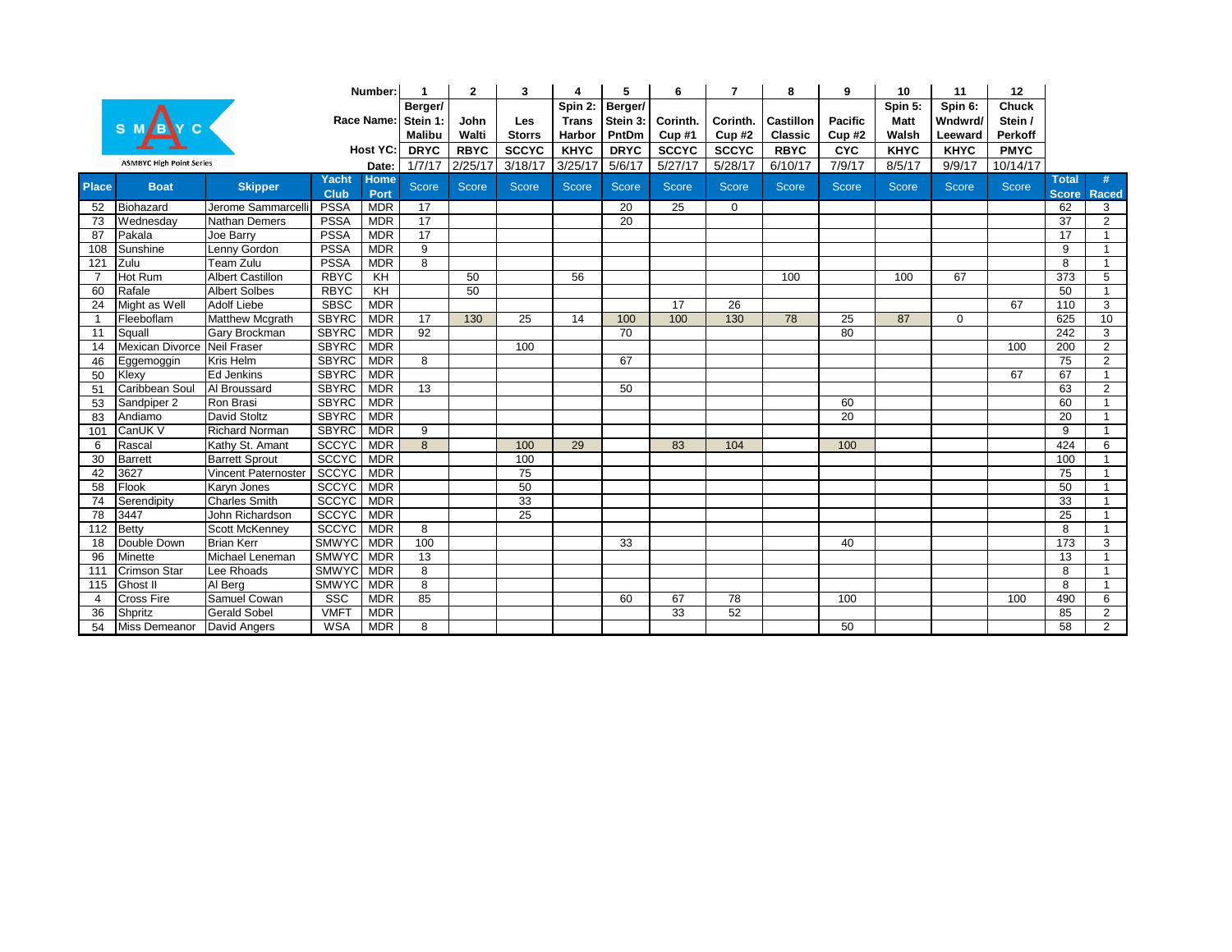SMBYC

ASMBYC High Point Series

| Place | Boat | Skipper | Yacht Club | Home Port | 1 Berger/ Stein 1: Malibu DRYC 1/7/17 Score | 2 John Walti RBYC 2/25/17 Score | 3 Les Storrs SCCYC 3/18/17 Score | 4 Spin 2: Trans Harbor KHYC 3/25/17 Score | 5 Berger/ Stein 3: PntDm DRYC 5/6/17 Score | 6 Corinth. Cup #1 SCCYC 5/27/17 Score | 7 Corinth. Cup #2 SCCYC 5/28/17 Score | 8 Castillon Classic RBYC 6/10/17 Score | 9 Pacific Cup #2 CYC 7/9/17 Score | 10 Spin 5: Matt Walsh KHYC 8/5/17 Score | 11 Spin 6: Wndwrd/ Leeward KHYC 9/9/17 Score | 12 Chuck Stein / Perkoff PMYC 10/14/17 Score | Total Score | # Raced |
|---|---|---|---|---|---|---|---|---|---|---|---|---|---|---|---|---|---|---|
| 52 | Biohazard | Jerome Sammarcelli | PSSA | MDR | 17 | | | | 20 | 25 | 0 | | | | | | 62 | 3 |
| 73 | Wednesday | Nathan Demers | PSSA | MDR | 17 | | | | 20 | | | | | | | | 37 | 2 |
| 87 | Pakala | Joe Barry | PSSA | MDR | 17 | | | | | | | | | | | | 17 | 1 |
| 108 | Sunshine | Lenny Gordon | PSSA | MDR | 9 | | | | | | | | | | | | 9 | 1 |
| 121 | Zulu | Team Zulu | PSSA | MDR | 8 | | | | | | | | | | | | 8 | 1 |
| 7 | Hot Rum | Albert Castillon | RBYC | KH | | 50 | | 56 | | | | 100 | | 100 | 67 | | 373 | 5 |
| 60 | Rafale | Albert Solbes | RBYC | KH | | 50 | | | | | | | | | | | 50 | 1 |
| 24 | Might as Well | Adolf Liebe | SBSC | MDR | | | | | | 17 | 26 | | | | | 67 | 110 | 3 |
| 1 | Fleeboflam | Matthew Mcgrath | SBYRC | MDR | 17 | 130 | 25 | 14 | 100 | 100 | 130 | 78 | 25 | 87 | 0 | | 625 | 10 |
| 11 | Squall | Gary Brockman | SBYRC | MDR | 92 | | | | 70 | | | | 80 | | | | 242 | 3 |
| 14 | Mexican Divorce | Neil Fraser | SBYRC | MDR | | | 100 | | | | | | | | | 100 | 200 | 2 |
| 46 | Eggemoggin | Kris Helm | SBYRC | MDR | 8 | | | | 67 | | | | | | | | 75 | 2 |
| 50 | Klexy | Ed Jenkins | SBYRC | MDR | | | | | | | | | | | | 67 | 67 | 1 |
| 51 | Caribbean Soul | Al Broussard | SBYRC | MDR | 13 | | | | 50 | | | | | | | | 63 | 2 |
| 53 | Sandpiper 2 | Ron Brasi | SBYRC | MDR | | | | | | | | | 60 | | | | 60 | 1 |
| 83 | Andiamo | David Stoltz | SBYRC | MDR | | | | | | | | | 20 | | | | 20 | 1 |
| 101 | CanUK V | Richard Norman | SBYRC | MDR | 9 | | | | | | | | | | | | 9 | 1 |
| 6 | Rascal | Kathy St. Amant | SCCYC | MDR | 8 | | 100 | 29 | | 83 | 104 | | 100 | | | | 424 | 6 |
| 30 | Barrett | Barrett Sprout | SCCYC | MDR | | | 100 | | | | | | | | | | 100 | 1 |
| 42 | 3627 | Vincent Paternoster | SCCYC | MDR | | | 75 | | | | | | | | | | 75 | 1 |
| 58 | Flook | Karyn Jones | SCCYC | MDR | | | 50 | | | | | | | | | | 50 | 1 |
| 74 | Serendipity | Charles Smith | SCCYC | MDR | | | 33 | | | | | | | | | | 33 | 1 |
| 78 | 3447 | John Richardson | SCCYC | MDR | | | 25 | | | | | | | | | | 25 | 1 |
| 112 | Betty | Scott McKenney | SCCYC | MDR | 8 | | | | | | | | | | | | 8 | 1 |
| 18 | Double Down | Brian Kerr | SMWYC | MDR | 100 | | | | 33 | | | | 40 | | | | 173 | 3 |
| 96 | Minette | Michael Leneman | SMWYC | MDR | 13 | | | | | | | | | | | | 13 | 1 |
| 111 | Crimson Star | Lee Rhoads | SMWYC | MDR | 8 | | | | | | | | | | | | 8 | 1 |
| 115 | Ghost II | Al Berg | SMWYC | MDR | 8 | | | | | | | | | | | | 8 | 1 |
| 4 | Cross Fire | Samuel Cowan | SSC | MDR | 85 | | | | 60 | 67 | 78 | | 100 | | | 100 | 490 | 6 |
| 36 | Shpritz | Gerald Sobel | VMFT | MDR | | | | | | 33 | 52 | | | | | | 85 | 2 |
| 54 | Miss Demeanor | David Angers | WSA | MDR | 8 | | | | | | | | 50 | | | | 58 | 2 |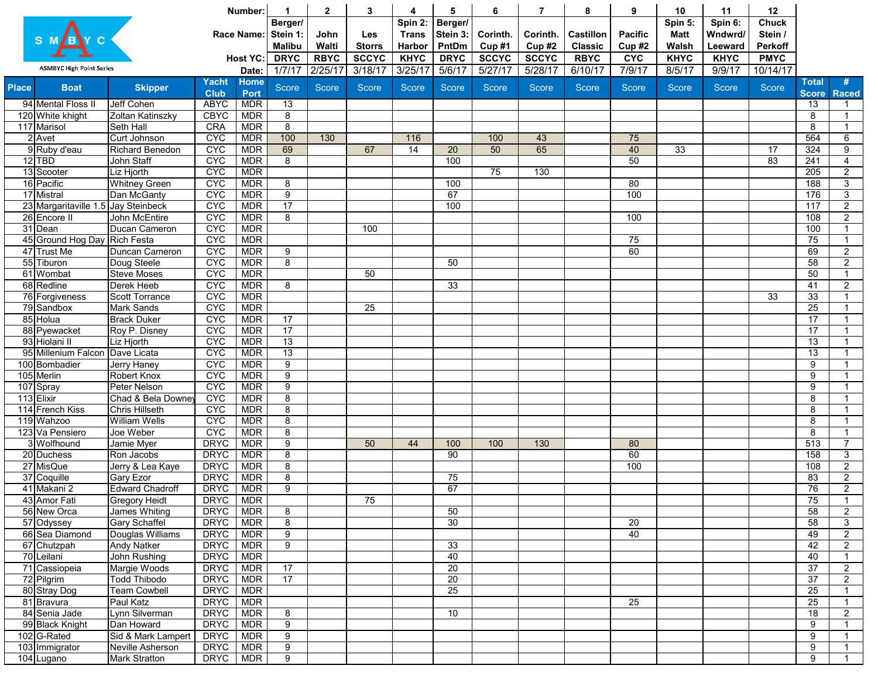ASMBYC High Point Series

| Place | Boat | Skipper | Yacht Club | Home Port | 1 Berger/ Stein 1: Malibu DRYC 1/7/17 | 2 John Walti RBYC 2/25/17 | 3 Les Storrs SCCYC 3/18/17 | 4 Spin 2: Trans Harbor KHYC 3/25/17 | 5 Berger/ Stein 3: PntDm DRYC 5/6/17 | 6 Corinth. Cup #1 SCCYC 5/27/17 | 7 Corinth. Cup #2 SCCYC 5/28/17 | 8 Castillon Classic RBYC 6/10/17 | 9 Pacific Cup #2 CYC 7/9/17 | 10 Spin 5: Matt Walsh KHYC 8/5/17 | 11 Spin 6: Wndwrd/ Leeward KHYC 9/9/17 | 12 Chuck Stein / Perkoff PMYC 10/14/17 | Total Score | # Raced |
|---|---|---|---|---|---|---|---|---|---|---|---|---|---|---|---|---|---|---|
| | | | | | Score | Score | Score | Score | Score | Score | Score | Score | Score | Score | Score | Score | | |
| 94 | Mental Floss II | Jeff Cohen | ABYC | MDR | 13 | | | | | | | | | | | | 13 | 1 |
| 120 | White khight | Zoltan Katinszky | CBYC | MDR | 8 | | | | | | | | | | | | 8 | 1 |
| 117 | Marisol | Seth Hall | CRA | MDR | 8 | | | | | | | | | | | | 8 | 1 |
| 2 | Avet | Curt Johnson | CYC | MDR | 100 | 130 | | 116 | | 100 | 43 | | 75 | | | | 564 | 6 |
| 9 | Ruby d'eau | Richard Benedon | CYC | MDR | 69 | | 67 | 14 | 20 | 50 | 65 | | 40 | 33 | | 17 | 324 | 9 |
| 12 | TBD | John Staff | CYC | MDR | 8 | | | | 100 | | | | 50 | | | 83 | 241 | 4 |
| 13 | Scooter | Liz Hjorth | CYC | MDR | | | | | | 75 | 130 | | | | | | 205 | 2 |
| 16 | Pacific | Whitney Green | CYC | MDR | 8 | | | | 100 | | | | 80 | | | | 188 | 3 |
| 17 | Mistral | Dan McGanty | CYC | MDR | 9 | | | | 67 | | | | 100 | | | | 176 | 3 |
| 23 | Margaritaville 1.5 | Jay Steinbeck | CYC | MDR | 17 | | | | 100 | | | | | | | | 117 | 2 |
| 26 | Encore II | John McEntire | CYC | MDR | 8 | | | | | | | | 100 | | | | 108 | 2 |
| 31 | Dean | Ducan Cameron | CYC | MDR | | | 100 | | | | | | | | | | 100 | 1 |
| 45 | Ground Hog Day | Rich Festa | CYC | MDR | | | | | | | | | 75 | | | | 75 | 1 |
| 47 | Trust Me | Duncan Cameron | CYC | MDR | 9 | | | | | | | | 60 | | | | 69 | 2 |
| 55 | Tiburon | Doug Steele | CYC | MDR | 8 | | | | 50 | | | | | | | | 58 | 2 |
| 61 | Wombat | Steve Moses | CYC | MDR | | | 50 | | | | | | | | | | 50 | 1 |
| 68 | Redline | Derek Heeb | CYC | MDR | 8 | | | | 33 | | | | | | | | 41 | 2 |
| 76 | Forgiveness | Scott Torrance | CYC | MDR | | | | | | | | | | | | 33 | 33 | 1 |
| 79 | Sandbox | Mark Sands | CYC | MDR | | | 25 | | | | | | | | | | 25 | 1 |
| 85 | Holua | Brack Duker | CYC | MDR | 17 | | | | | | | | | | | | 17 | 1 |
| 88 | Pyewacket | Roy P. Disney | CYC | MDR | 17 | | | | | | | | | | | | 17 | 1 |
| 93 | Hiolani II | Liz Hjorth | CYC | MDR | 13 | | | | | | | | | | | | 13 | 1 |
| 95 | Millenium Falcon | Dave Licata | CYC | MDR | 13 | | | | | | | | | | | | 13 | 1 |
| 100 | Bombadier | Jerry Haney | CYC | MDR | 9 | | | | | | | | | | | | 9 | 1 |
| 105 | Merlin | Robert Knox | CYC | MDR | 9 | | | | | | | | | | | | 9 | 1 |
| 107 | Spray | Peter Nelson | CYC | MDR | 9 | | | | | | | | | | | | 9 | 1 |
| 113 | Elixir | Chad & Bela Downey | CYC | MDR | 8 | | | | | | | | | | | | 8 | 1 |
| 114 | French Kiss | Chris Hillseth | CYC | MDR | 8 | | | | | | | | | | | | 8 | 1 |
| 119 | Wahzoo | William Wells | CYC | MDR | 8 | | | | | | | | | | | | 8 | 1 |
| 123 | Va Pensiero | Joe Weber | CYC | MDR | 8 | | | | | | | | | | | | 8 | 1 |
| 3 | Wolfhound | Jamie Myer | DRYC | MDR | 9 | | 50 | 44 | 100 | 100 | 130 | | 80 | | | | 513 | 7 |
| 20 | Duchess | Ron Jacobs | DRYC | MDR | 8 | | | | 90 | | | | 60 | | | | 158 | 3 |
| 27 | MisQue | Jerry & Lea Kaye | DRYC | MDR | 8 | | | | | | | | 100 | | | | 108 | 2 |
| 37 | Coquille | Gary Ezor | DRYC | MDR | 8 | | | | 75 | | | | | | | | 83 | 2 |
| 41 | Makani 2 | Edward Chadroff | DRYC | MDR | 9 | | | | 67 | | | | | | | | 76 | 2 |
| 43 | Amor Fati | Gregory Heidt | DRYC | MDR | | | 75 | | | | | | | | | | 75 | 1 |
| 56 | New Orca | James Whiting | DRYC | MDR | 8 | | | | 50 | | | | | | | | 58 | 2 |
| 57 | Odyssey | Gary Schaffel | DRYC | MDR | 8 | | | | 30 | | | | 20 | | | | 58 | 3 |
| 66 | Sea Diamond | Douglas Williams | DRYC | MDR | 9 | | | | | | | | 40 | | | | 49 | 2 |
| 67 | Chutzpah | Andy Natker | DRYC | MDR | 9 | | | | 33 | | | | | | | | 42 | 2 |
| 70 | Leilani | John Rushing | DRYC | MDR | | | | | 40 | | | | | | | | 40 | 1 |
| 71 | Cassiopeia | Margie Woods | DRYC | MDR | 17 | | | | 20 | | | | | | | | 37 | 2 |
| 72 | Pilgrim | Todd Thibodo | DRYC | MDR | 17 | | | | 20 | | | | | | | | 37 | 2 |
| 80 | Stray Dog | Team Cowbell | DRYC | MDR | | | | | 25 | | | | | | | | 25 | 1 |
| 81 | Bravura | Paul Katz | DRYC | MDR | | | | | | | | | 25 | | | | 25 | 1 |
| 84 | Senia Jade | Lynn Silverman | DRYC | MDR | 8 | | | | 10 | | | | | | | | 18 | 2 |
| 99 | Black Knight | Dan Howard | DRYC | MDR | 9 | | | | | | | | | | | | 9 | 1 |
| 102 | G-Rated | Sid & Mark Lampert | DRYC | MDR | 9 | | | | | | | | | | | | 9 | 1 |
| 103 | Immigrator | Neville Asherson | DRYC | MDR | 9 | | | | | | | | | | | | 9 | 1 |
| 104 | Lugano | Mark Stratton | DRYC | MDR | 9 | | | | | | | | | | | | 9 | 1 |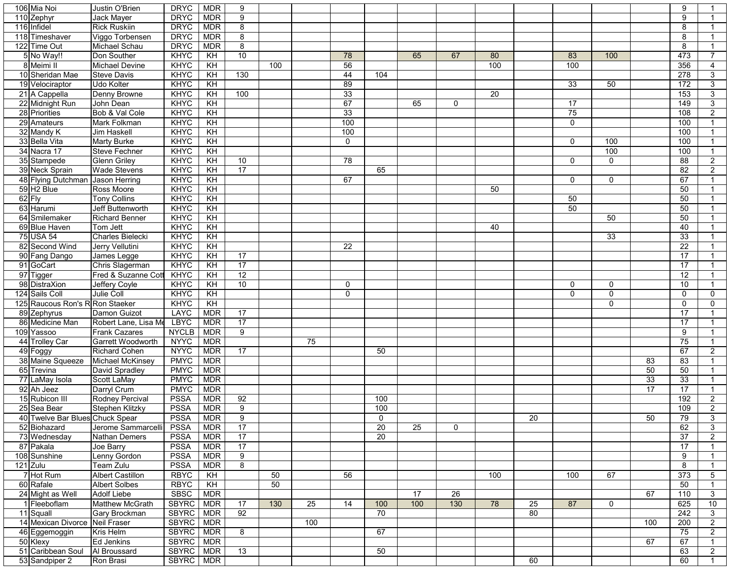| | | | | | | | | | | | | | | | | | | |
|---|---|---|---|---|---|---|---|---|---|---|---|---|---|---|---|---|---|---|
| 106 | Mia Noi | Justin O'Brien | DRYC | MDR | 9 | | | | | | | | | | | | 9 | 1 |
| 110 | Zephyr | Jack Mayer | DRYC | MDR | 9 | | | | | | | | | | | | 9 | 1 |
| 116 | Infidel | Rick Ruskiin | DRYC | MDR | 8 | | | | | | | | | | | | 8 | 1 |
| 118 | Timeshaver | Viggo Torbensen | DRYC | MDR | 8 | | | | | | | | | | | | 8 | 1 |
| 122 | Time Out | Michael Schau | DRYC | MDR | 8 | | | | | | | | | | | | 8 | 1 |
| 5 | No Way!! | Don Souther | KHYC | KH | 10 | | | 78 | | 65 | 67 | 80 | | 83 | 100 | | 473 | 7 |
| 8 | Meimi II | Michael Devine | KHYC | KH | | 100 | | 56 | | | | 100 | | 100 | | | 356 | 4 |
| 10 | Sheridan Mae | Steve Davis | KHYC | KH | 130 | | | 44 | 104 | | | | | | | | 278 | 3 |
| 19 | Velociraptor | Udo Kolter | KHYC | KH | | | | 89 | | | | | | 33 | 50 | | 172 | 3 |
| 21 | A Cappella | Denny Browne | KHYC | KH | 100 | | | 33 | | | | 20 | | | | | 153 | 3 |
| 22 | Midnight Run | John Dean | KHYC | KH | | | | 67 | | 65 | 0 | | | 17 | | | 149 | 3 |
| 28 | Priorities | Bob & Val Cole | KHYC | KH | | | | 33 | | | | | | 75 | | | 108 | 2 |
| 29 | Amateurs | Mark Folkman | KHYC | KH | | | | 100 | | | | | | 0 | | | 100 | 1 |
| 32 | Mandy K | Jim Haskell | KHYC | KH | | | | 100 | | | | | | | | | 100 | 1 |
| 33 | Bella Vita | Marty Burke | KHYC | KH | | | | 0 | | | | | | 0 | 100 | | 100 | 1 |
| 34 | Nacra 17 | Steve Fechner | KHYC | KH | | | | | | | | | | | 100 | | 100 | 1 |
| 35 | Stampede | Glenn Griley | KHYC | KH | 10 | | | 78 | | | | | | 0 | 0 | | 88 | 2 |
| 39 | Neck Sprain | Wade Stevens | KHYC | KH | 17 | | | | 65 | | | | | | | | 82 | 2 |
| 48 | Flying Dutchman | Jason Herring | KHYC | KH | | | | 67 | | | | | | 0 | 0 | | 67 | 1 |
| 59 | H2 Blue | Ross Moore | KHYC | KH | | | | | | | | 50 | | | | | 50 | 1 |
| 62 | Fly | Tony Collins | KHYC | KH | | | | | | | | | | 50 | | | 50 | 1 |
| 63 | Harumi | Jeff Buttenworth | KHYC | KH | | | | | | | | | | 50 | | | 50 | 1 |
| 64 | Smilemaker | Richard Benner | KHYC | KH | | | | | | | | | | | 50 | | 50 | 1 |
| 69 | Blue Haven | Tom Jett | KHYC | KH | | | | | | | | 40 | | | | | 40 | 1 |
| 75 | USA 54 | Charles Bielecki | KHYC | KH | | | | | | | | | | | 33 | | 33 | 1 |
| 82 | Second Wind | Jerry Vellutini | KHYC | KH | | | | 22 | | | | | | | | | 22 | 1 |
| 90 | Fang Dango | James Legge | KHYC | KH | 17 | | | | | | | | | | | | 17 | 1 |
| 91 | GoCart | Chris Slagerman | KHYC | KH | 17 | | | | | | | | | | | | 17 | 1 |
| 97 | Tigger | Fred & Suzanne Cott | KHYC | KH | 12 | | | | | | | | | | | | 12 | 1 |
| 98 | DistraXion | Jeffery Coyle | KHYC | KH | 10 | | | 0 | | | | | | 0 | 0 | | 10 | 1 |
| 124 | Sails Coll | Julie Coll | KHYC | KH | | | | 0 | | | | | | 0 | 0 | | 0 | 0 |
| 125 | Raucous Ron's R | Ron Staeker | KHYC | KH | | | | | | | | | | | 0 | | 0 | 0 |
| 89 | Zephyrus | Damon Guizot | LAYC | MDR | 17 | | | | | | | | | | | | 17 | 1 |
| 86 | Medicine Man | Robert Lane, Lisa Me | LBYC | MDR | 17 | | | | | | | | | | | | 17 | 1 |
| 109 | Yassoo | Frank Cazares | NYCLB | MDR | 9 | | | | | | | | | | | | 9 | 1 |
| 44 | Trolley Car | Garrett Woodworth | NYYC | MDR | | | 75 | | | | | | | | | | 75 | 1 |
| 49 | Foggy | Richard Cohen | NYYC | MDR | 17 | | | | 50 | | | | | | | | 67 | 2 |
| 38 | Maine Squeeze | Michael McKinsey | PMYC | MDR | | | | | | | | | | | | 83 | 83 | 1 |
| 65 | Trevina | David Spradley | PMYC | MDR | | | | | | | | | | | | 50 | 50 | 1 |
| 77 | LaMay Isola | Scott LaMay | PMYC | MDR | | | | | | | | | | | | 33 | 33 | 1 |
| 92 | Ah Jeez | Darryl Crum | PMYC | MDR | | | | | | | | | | | | 17 | 17 | 1 |
| 15 | Rubicon III | Rodney Percival | PSSA | MDR | 92 | | | | 100 | | | | | | | | 192 | 2 |
| 25 | Sea Bear | Stephen Klitzky | PSSA | MDR | 9 | | | | 100 | | | | | | | | 109 | 2 |
| 40 | Twelve Bar Blues | Chuck Spear | PSSA | MDR | 9 | | | | 0 | | | | 20 | | | 50 | 79 | 3 |
| 52 | Biohazard | Jerome Sammarcelli | PSSA | MDR | 17 | | | | 20 | 25 | 0 | | | | | | 62 | 3 |
| 73 | Wednesday | Nathan Demers | PSSA | MDR | 17 | | | | 20 | | | | | | | | 37 | 2 |
| 87 | Pakala | Joe Barry | PSSA | MDR | 17 | | | | | | | | | | | | 17 | 1 |
| 108 | Sunshine | Lenny Gordon | PSSA | MDR | 9 | | | | | | | | | | | | 9 | 1 |
| 121 | Zulu | Team Zulu | PSSA | MDR | 8 | | | | | | | | | | | | 8 | 1 |
| 7 | Hot Rum | Albert Castillon | RBYC | KH | | 50 | | 56 | | | | 100 | | 100 | 67 | | 373 | 5 |
| 60 | Rafale | Albert Solbes | RBYC | KH | | 50 | | | | | | | | | | | 50 | 1 |
| 24 | Might as Well | Adolf Liebe | SBSC | MDR | | | | | | 17 | 26 | | | | | 67 | 110 | 3 |
| 1 | Fleeboflam | Matthew McGrath | SBYRC | MDR | 17 | 130 | 25 | 14 | 100 | 100 | 130 | 78 | 25 | 87 | 0 | | 625 | 10 |
| 11 | Squall | Gary Brockman | SBYRC | MDR | 92 | | | | 70 | | | | 80 | | | | 242 | 3 |
| 14 | Mexican Divorce | Neil Fraser | SBYRC | MDR | | | 100 | | | | | | | | | 100 | 200 | 2 |
| 46 | Eggemoggin | Kris Helm | SBYRC | MDR | 8 | | | | 67 | | | | | | | | 75 | 2 |
| 50 | Klexy | Ed Jenkins | SBYRC | MDR | | | | | | | | | | | | 67 | 67 | 1 |
| 51 | Caribbean Soul | Al Broussard | SBYRC | MDR | 13 | | | | 50 | | | | | | | | 63 | 2 |
| 53 | Sandpiper 2 | Ron Brasi | SBYRC | MDR | | | | | | | | | 60 | | | | 60 | 1 |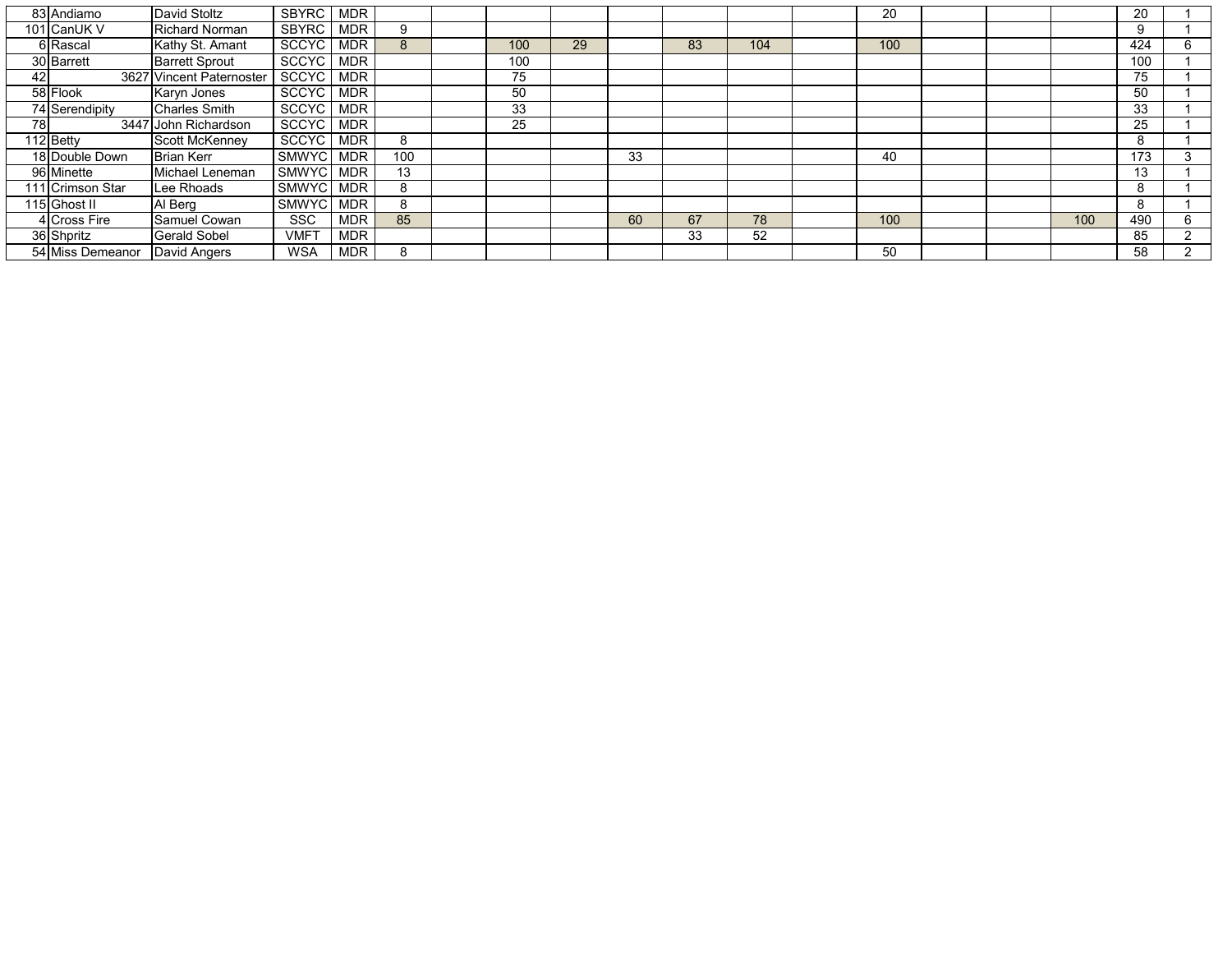| | | | | | | | | | | | | | | | | | | |
|---|---|---|---|---|---|---|---|---|---|---|---|---|---|---|---|---|---|---|
| 83 | Andiamo | David Stoltz | SBYRC | MDR | | | | | | | | | 20 | | | | 20 | 1 |
| 101 | CanUK V | Richard Norman | SBYRC | MDR | 9 | | | | | | | | | | | | 9 | 1 |
| 6 | Rascal | Kathy St. Amant | SCCYC | MDR | 8 | | 100 | 29 | | 83 | 104 | | 100 | | | | 424 | 6 |
| 30 | Barrett | Barrett Sprout | SCCYC | MDR | | | 100 | | | | | | | | | | 100 | 1 |
| 42 | 3627 | Vincent Paternoster | SCCYC | MDR | | | 75 | | | | | | | | | | 75 | 1 |
| 58 | Flook | Karyn Jones | SCCYC | MDR | | | 50 | | | | | | | | | | 50 | 1 |
| 74 | Serendipity | Charles Smith | SCCYC | MDR | | | 33 | | | | | | | | | | 33 | 1 |
| 78 | 3447 | John Richardson | SCCYC | MDR | | | 25 | | | | | | | | | | 25 | 1 |
| 112 | Betty | Scott McKenney | SCCYC | MDR | 8 | | | | | | | | | | | | 8 | 1 |
| 18 | Double Down | Brian Kerr | SMWYC | MDR | 100 | | | | 33 | | | | 40 | | | | 173 | 3 |
| 96 | Minette | Michael Leneman | SMWYC | MDR | 13 | | | | | | | | | | | | 13 | 1 |
| 111 | Crimson Star | Lee Rhoads | SMWYC | MDR | 8 | | | | | | | | | | | | 8 | 1 |
| 115 | Ghost II | Al Berg | SMWYC | MDR | 8 | | | | | | | | | | | | 8 | 1 |
| 4 | Cross Fire | Samuel Cowan | SSC | MDR | 85 | | | | 60 | 67 | 78 | | 100 | | | 100 | 490 | 6 |
| 36 | Shpritz | Gerald Sobel | VMFT | MDR | | | | | | 33 | 52 | | | | | | 85 | 2 |
| 54 | Miss Demeanor | David Angers | WSA | MDR | 8 | | | | | | | | 50 | | | | 58 | 2 |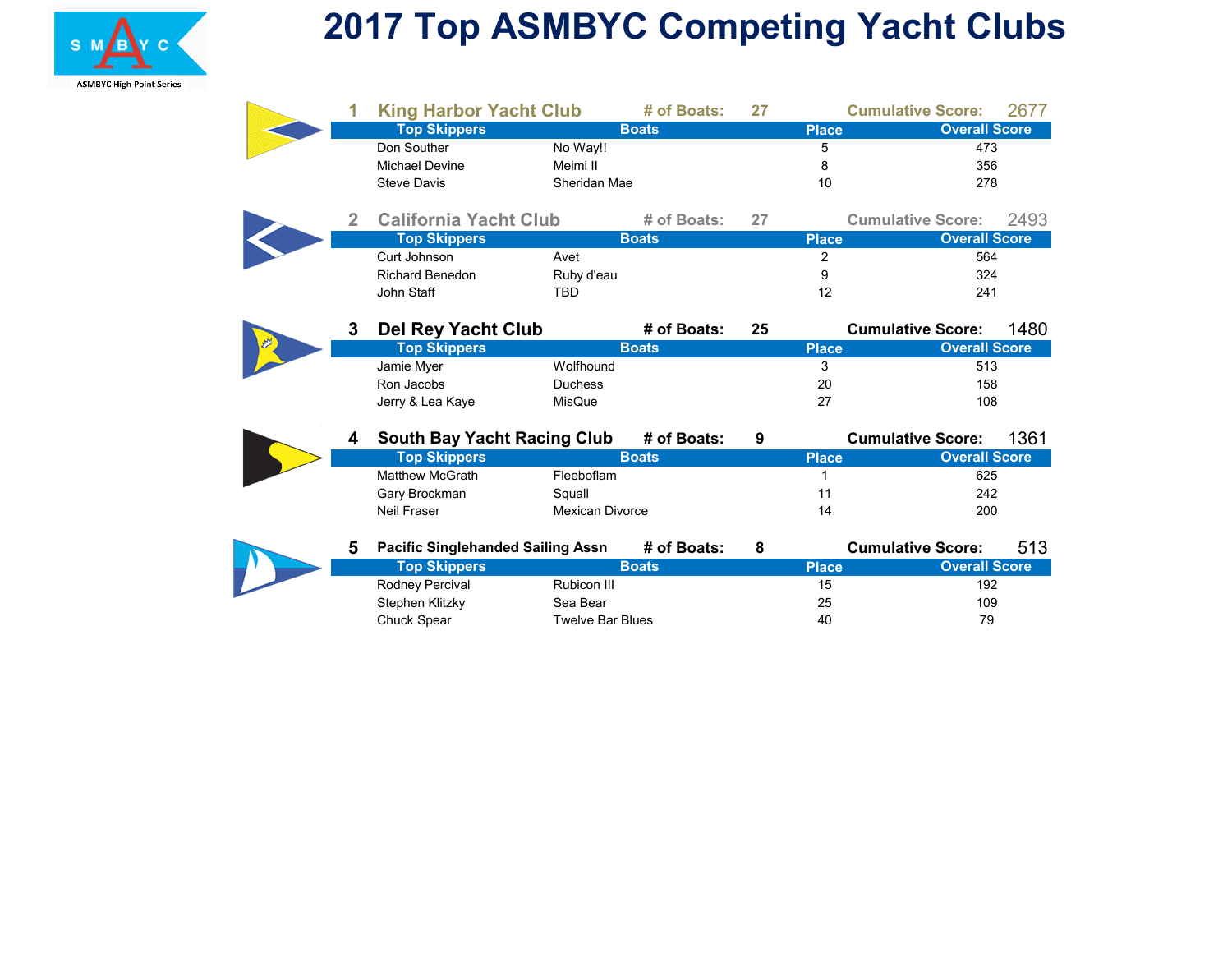# 2017 Top ASMBYC Competing Yacht Clubs

ASMBYC High Point Series

## 1 King Harbor Yacht Club

**# of Boats:** 27 **Cumulative Score:** 2677

| Top Skippers | Boats | Place | Overall Score |
|---|---|---|---|
| Don Souther | No Way!! | 5 | 473 |
| Michael Devine | Meimi II | 8 | 356 |
| Steve Davis | Sheridan Mae | 10 | 278 |

## 2 California Yacht Club

**# of Boats:** 27 **Cumulative Score:** 2493

| Top Skippers | Boats | Place | Overall Score |
|---|---|---|---|
| Curt Johnson | Avet | 2 | 564 |
| Richard Benedon | Ruby d'eau | 9 | 324 |
| John Staff | TBD | 12 | 241 |

## 3 Del Rey Yacht Club

**# of Boats:** 25 **Cumulative Score:** 1480

| Top Skippers | Boats | Place | Overall Score |
|---|---|---|---|
| Jamie Myer | Wolfhound | 3 | 513 |
| Ron Jacobs | Duchess | 20 | 158 |
| Jerry & Lea Kaye | MisQue | 27 | 108 |

## 4 South Bay Yacht Racing Club

**# of Boats:** 9 **Cumulative Score:** 1361

| Top Skippers | Boats | Place | Overall Score |
|---|---|---|---|
| Matthew McGrath | Fleeboflam | 1 | 625 |
| Gary Brockman | Squall | 11 | 242 |
| Neil Fraser | Mexican Divorce | 14 | 200 |

## 5 Pacific Singlehanded Sailing Assn

**# of Boats:** 8 **Cumulative Score:** 513

| Top Skippers | Boats | Place | Overall Score |
|---|---|---|---|
| Rodney Percival | Rubicon III | 15 | 192 |
| Stephen Klitzky | Sea Bear | 25 | 109 |
| Chuck Spear | Twelve Bar Blues | 40 | 79 |